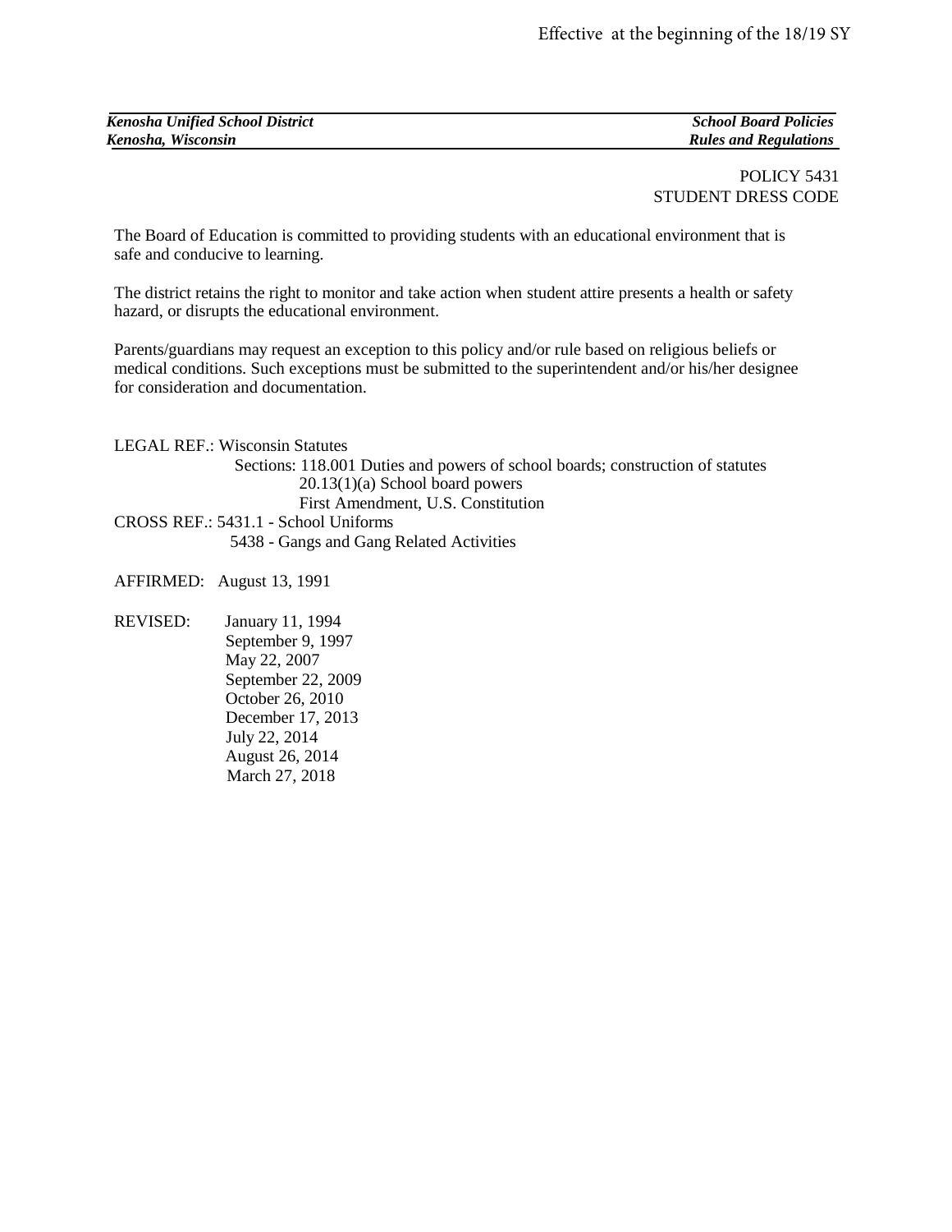Effective at the beginning of the 18/19 SY

*Kenosha Unified School District* — ***School Board Policies***
*Kenosha, Wisconsin* — ***Rules and Regulations***

POLICY 5431
STUDENT DRESS CODE

The Board of Education is committed to providing students with an educational environment that is safe and conducive to learning.

The district retains the right to monitor and take action when student attire presents a health or safety hazard, or disrupts the educational environment.

Parents/guardians may request an exception to this policy and/or rule based on religious beliefs or medical conditions. Such exceptions must be submitted to the superintendent and/or his/her designee for consideration and documentation.

LEGAL REF.: Wisconsin Statutes
Sections: 118.001 Duties and powers of school boards; construction of statutes
20.13(1)(a) School board powers
First Amendment, U.S. Constitution

CROSS REF.: 5431.1 - School Uniforms
5438 - Gangs and Gang Related Activities

AFFIRMED: August 13, 1991

REVISED: January 11, 1994
September 9, 1997
May 22, 2007
September 22, 2009
October 26, 2010
December 17, 2013
July 22, 2014
August 26, 2014
March 27, 2018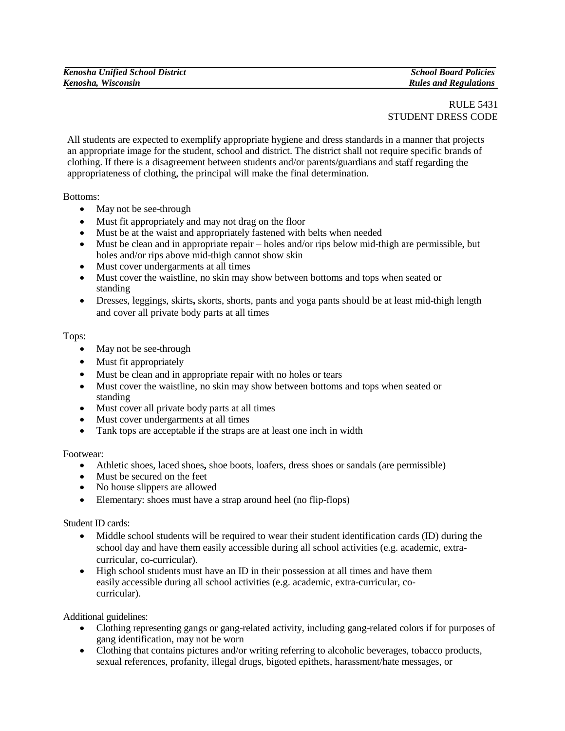RULE 5431
STUDENT DRESS CODE

All students are expected to exemplify appropriate hygiene and dress standards in a manner that projects an appropriate image for the student, school and district. The district shall not require specific brands of clothing. If there is a disagreement between students and/or parents/guardians and staff regarding the appropriateness of clothing, the principal will make the final determination.

Bottoms:

- May not be see-through
- Must fit appropriately and may not drag on the floor
- Must be at the waist and appropriately fastened with belts when needed
- Must be clean and in appropriate repair – holes and/or rips below mid-thigh are permissible, but holes and/or rips above mid-thigh cannot show skin
- Must cover undergarments at all times
- Must cover the waistline, no skin may show between bottoms and tops when seated or standing
- Dresses, leggings, skirts**,** skorts, shorts, pants and yoga pants should be at least mid-thigh length and cover all private body parts at all times

Tops:

- May not be see-through
- Must fit appropriately
- Must be clean and in appropriate repair with no holes or tears
- Must cover the waistline, no skin may show between bottoms and tops when seated or standing
- Must cover all private body parts at all times
- Must cover undergarments at all times
- Tank tops are acceptable if the straps are at least one inch in width

Footwear:

- Athletic shoes, laced shoes**,** shoe boots, loafers, dress shoes or sandals (are permissible)
- Must be secured on the feet
- No house slippers are allowed
- Elementary: shoes must have a strap around heel (no flip-flops)

Student ID cards:

- Middle school students will be required to wear their student identification cards (ID) during the school day and have them easily accessible during all school activities (e.g. academic, extra-curricular, co-curricular).
- High school students must have an ID in their possession at all times and have them easily accessible during all school activities (e.g. academic, extra-curricular, co-curricular).

Additional guidelines:

- Clothing representing gangs or gang-related activity, including gang-related colors if for purposes of gang identification, may not be worn
- Clothing that contains pictures and/or writing referring to alcoholic beverages, tobacco products, sexual references, profanity, illegal drugs, bigoted epithets, harassment/hate messages, or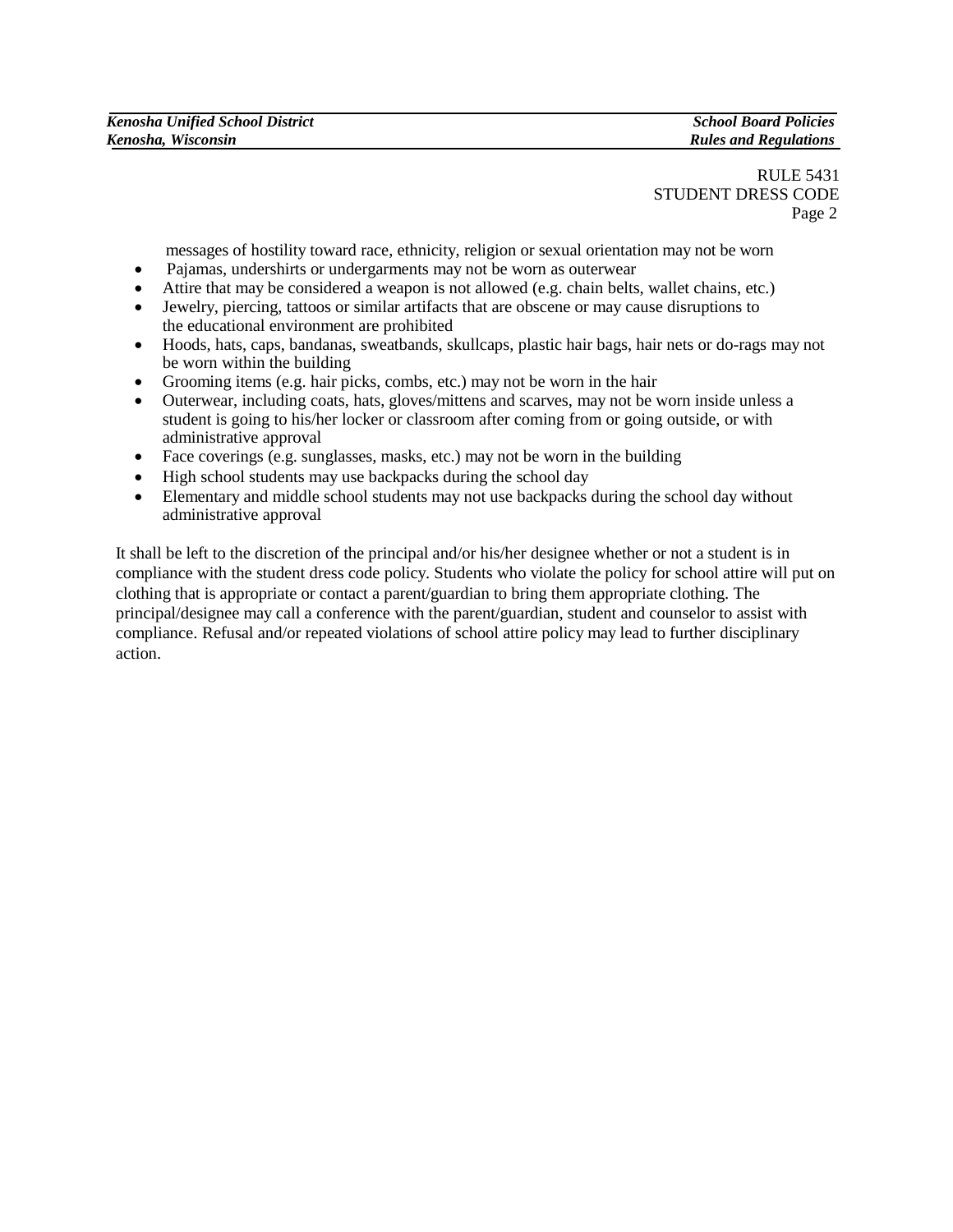messages of hostility toward race, ethnicity, religion or sexual orientation may not be worn

- Pajamas, undershirts or undergarments may not be worn as outerwear
- Attire that may be considered a weapon is not allowed (e.g. chain belts, wallet chains, etc.)
- Jewelry, piercing, tattoos or similar artifacts that are obscene or may cause disruptions to the educational environment are prohibited
- Hoods, hats, caps, bandanas, sweatbands, skullcaps, plastic hair bags, hair nets or do-rags may not be worn within the building
- Grooming items (e.g. hair picks, combs, etc.) may not be worn in the hair
- Outerwear, including coats, hats, gloves/mittens and scarves, may not be worn inside unless a student is going to his/her locker or classroom after coming from or going outside, or with administrative approval
- Face coverings (e.g. sunglasses, masks, etc.) may not be worn in the building
- High school students may use backpacks during the school day
- Elementary and middle school students may not use backpacks during the school day without administrative approval

It shall be left to the discretion of the principal and/or his/her designee whether or not a student is in compliance with the student dress code policy. Students who violate the policy for school attire will put on clothing that is appropriate or contact a parent/guardian to bring them appropriate clothing. The principal/designee may call a conference with the parent/guardian, student and counselor to assist with compliance. Refusal and/or repeated violations of school attire policy may lead to further disciplinary action.